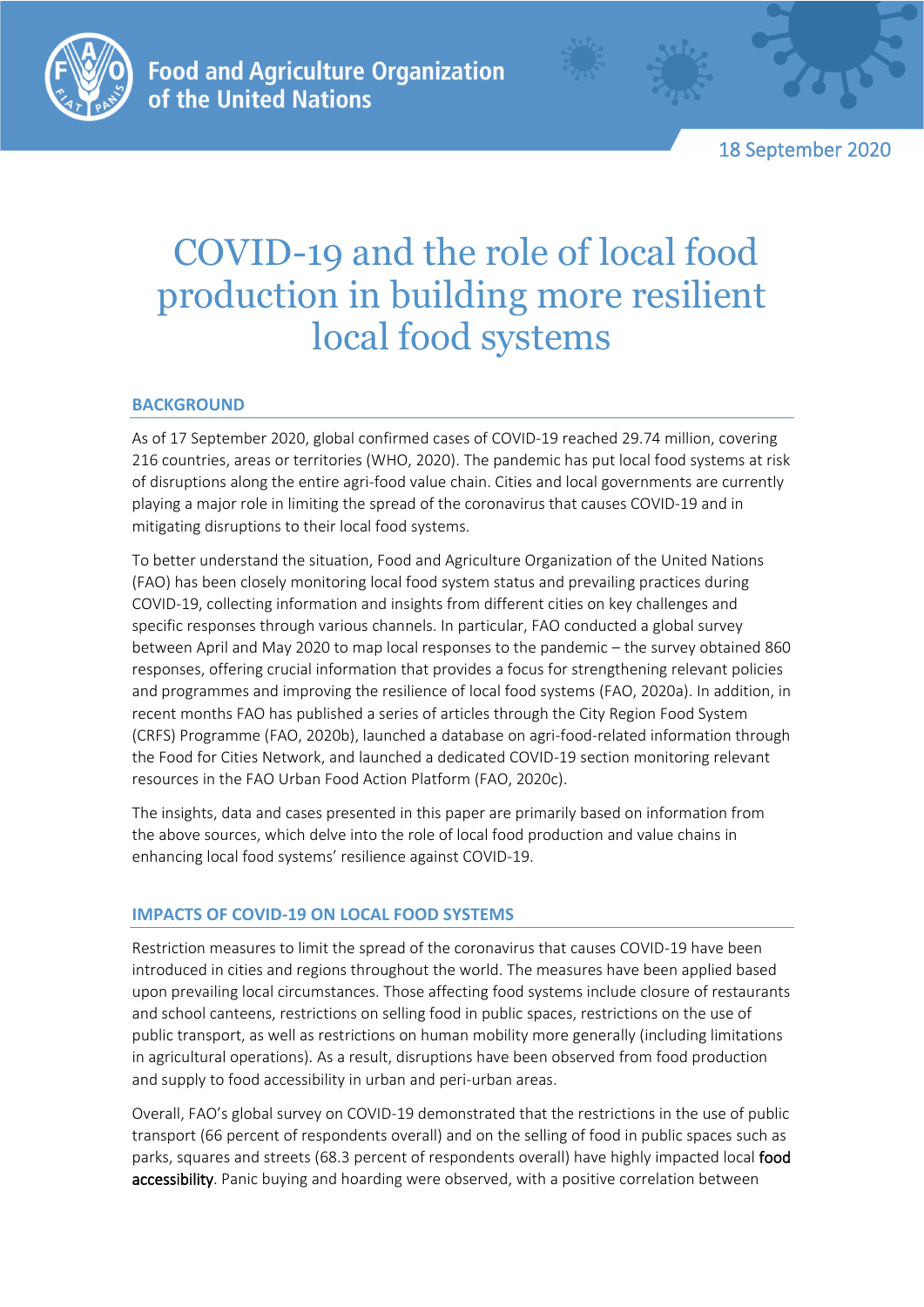Food and Agriculture Organization of the United Nations

18 September 2020

# COVID-19 and the role of local food production in building more resilient local food systems

## BACKGROUND

As of 17 September 2020, global confirmed cases of COVID-19 reached 29.74 million, covering 216 countries, areas or territories (WHO, 2020). The pandemic has put local food systems at risk of disruptions along the entire agri-food value chain. Cities and local governments are currently playing a major role in limiting the spread of the coronavirus that causes COVID-19 and in mitigating disruptions to their local food systems.

To better understand the situation, Food and Agriculture Organization of the United Nations (FAO) has been closely monitoring local food system status and prevailing practices during COVID-19, collecting information and insights from different cities on key challenges and specific responses through various channels. In particular, FAO conducted a global survey between April and May 2020 to map local responses to the pandemic – the survey obtained 860 responses, offering crucial information that provides a focus for strengthening relevant policies and programmes and improving the resilience of local food systems (FAO, 2020a). In addition, in recent months FAO has published a series of articles through the City Region Food System (CRFS) Programme (FAO, 2020b), launched a database on agri-food-related information through the Food for Cities Network, and launched a dedicated COVID-19 section monitoring relevant resources in the FAO Urban Food Action Platform (FAO, 2020c).

The insights, data and cases presented in this paper are primarily based on information from the above sources, which delve into the role of local food production and value chains in enhancing local food systems' resilience against COVID-19.

## IMPACTS OF COVID-19 ON LOCAL FOOD SYSTEMS

Restriction measures to limit the spread of the coronavirus that causes COVID-19 have been introduced in cities and regions throughout the world. The measures have been applied based upon prevailing local circumstances. Those affecting food systems include closure of restaurants and school canteens, restrictions on selling food in public spaces, restrictions on the use of public transport, as well as restrictions on human mobility more generally (including limitations in agricultural operations). As a result, disruptions have been observed from food production and supply to food accessibility in urban and peri-urban areas.

Overall, FAO's global survey on COVID-19 demonstrated that the restrictions in the use of public transport (66 percent of respondents overall) and on the selling of food in public spaces such as parks, squares and streets (68.3 percent of respondents overall) have highly impacted local **food accessibility**. Panic buying and hoarding were observed, with a positive correlation between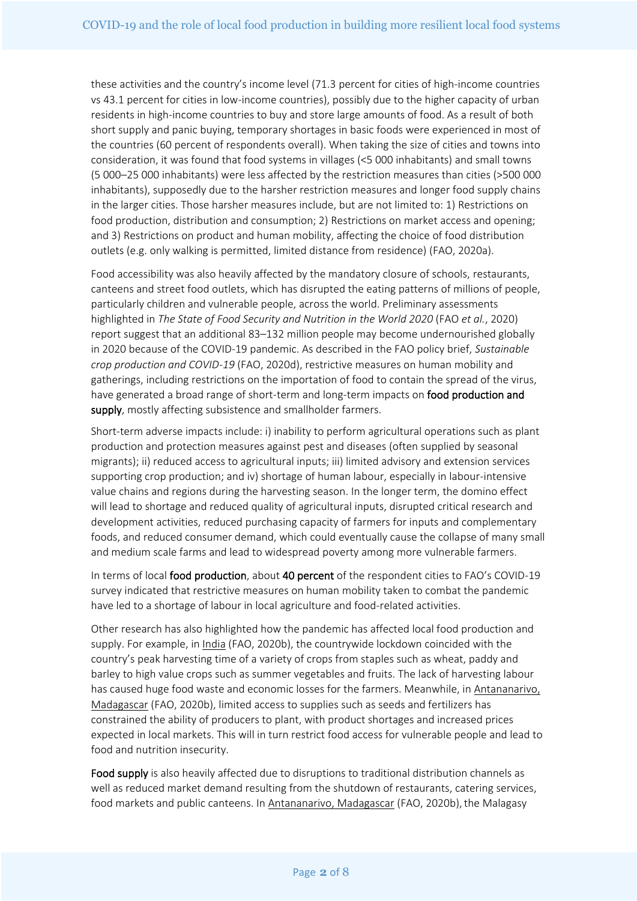these activities and the country's income level (71.3 percent for cities of high-income countries vs 43.1 percent for cities in low-income countries), possibly due to the higher capacity of urban residents in high-income countries to buy and store large amounts of food. As a result of both short supply and panic buying, temporary shortages in basic foods were experienced in most of the countries (60 percent of respondents overall). When taking the size of cities and towns into consideration, it was found that food systems in villages (<5 000 inhabitants) and small towns (5 000–25 000 inhabitants) were less affected by the restriction measures than cities (>500 000 inhabitants), supposedly due to the harsher restriction measures and longer food supply chains in the larger cities. Those harsher measures include, but are not limited to: 1) Restrictions on food production, distribution and consumption; 2) Restrictions on market access and opening; and 3) Restrictions on product and human mobility, affecting the choice of food distribution outlets (e.g. only walking is permitted, limited distance from residence) (FAO, 2020a).

Food accessibility was also heavily affected by the mandatory closure of schools, restaurants, canteens and street food outlets, which has disrupted the eating patterns of millions of people, particularly children and vulnerable people, across the world. Preliminary assessments highlighted in *The State of Food Security and Nutrition in the World 2020* (FAO *et al.*, 2020) report suggest that an additional 83–132 million people may become undernourished globally in 2020 because of the COVID-19 pandemic. As described in the FAO policy brief, *Sustainable crop production and COVID-19* (FAO, 2020d), restrictive measures on human mobility and gatherings, including restrictions on the importation of food to contain the spread of the virus, have generated a broad range of short-term and long-term impacts on **food production and supply**, mostly affecting subsistence and smallholder farmers.

Short-term adverse impacts include: i) inability to perform agricultural operations such as plant production and protection measures against pest and diseases (often supplied by seasonal migrants); ii) reduced access to agricultural inputs; iii) limited advisory and extension services supporting crop production; and iv) shortage of human labour, especially in labour-intensive value chains and regions during the harvesting season. In the longer term, the domino effect will lead to shortage and reduced quality of agricultural inputs, disrupted critical research and development activities, reduced purchasing capacity of farmers for inputs and complementary foods, and reduced consumer demand, which could eventually cause the collapse of many small and medium scale farms and lead to widespread poverty among more vulnerable farmers.

In terms of local **food production**, about **40 percent** of the respondent cities to FAO's COVID-19 survey indicated that restrictive measures on human mobility taken to combat the pandemic have led to a shortage of labour in local agriculture and food-related activities.

Other research has also highlighted how the pandemic has affected local food production and supply. For example, in India (FAO, 2020b), the countrywide lockdown coincided with the country's peak harvesting time of a variety of crops from staples such as wheat, paddy and barley to high value crops such as summer vegetables and fruits. The lack of harvesting labour has caused huge food waste and economic losses for the farmers. Meanwhile, in Antananarivo, Madagascar (FAO, 2020b), limited access to supplies such as seeds and fertilizers has constrained the ability of producers to plant, with product shortages and increased prices expected in local markets. This will in turn restrict food access for vulnerable people and lead to food and nutrition insecurity.

**Food supply** is also heavily affected due to disruptions to traditional distribution channels as well as reduced market demand resulting from the shutdown of restaurants, catering services, food markets and public canteens. In Antananarivo, Madagascar (FAO, 2020b), the Malagasy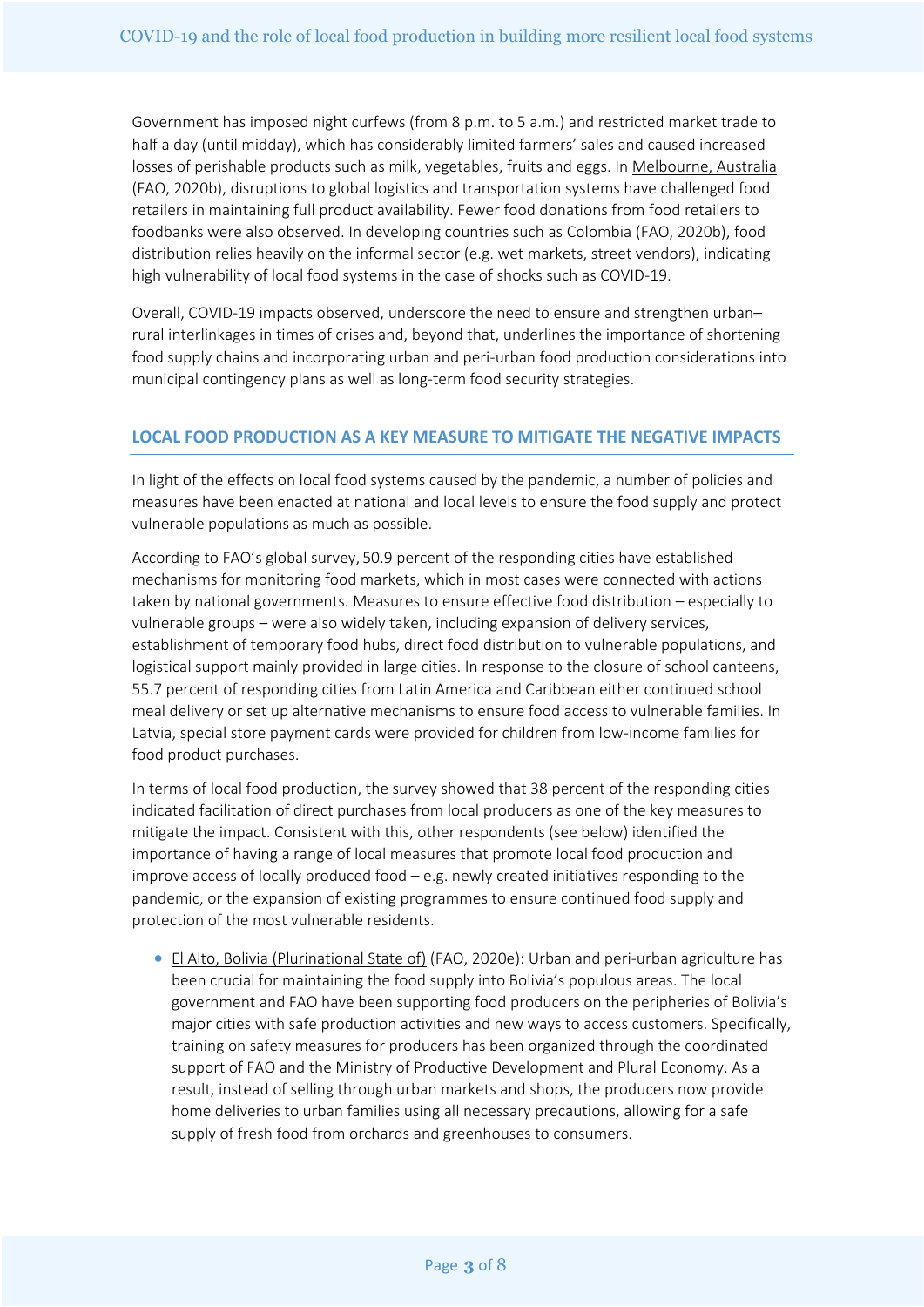Government has imposed night curfews (from 8 p.m. to 5 a.m.) and restricted market trade to half a day (until midday), which has considerably limited farmers' sales and caused increased losses of perishable products such as milk, vegetables, fruits and eggs. In Melbourne, Australia (FAO, 2020b), disruptions to global logistics and transportation systems have challenged food retailers in maintaining full product availability. Fewer food donations from food retailers to foodbanks were also observed. In developing countries such as Colombia (FAO, 2020b), food distribution relies heavily on the informal sector (e.g. wet markets, street vendors), indicating high vulnerability of local food systems in the case of shocks such as COVID-19.

Overall, COVID-19 impacts observed, underscore the need to ensure and strengthen urban–rural interlinkages in times of crises and, beyond that, underlines the importance of shortening food supply chains and incorporating urban and peri-urban food production considerations into municipal contingency plans as well as long-term food security strategies.

## LOCAL FOOD PRODUCTION AS A KEY MEASURE TO MITIGATE THE NEGATIVE IMPACTS

In light of the effects on local food systems caused by the pandemic, a number of policies and measures have been enacted at national and local levels to ensure the food supply and protect vulnerable populations as much as possible.

According to FAO's global survey, 50.9 percent of the responding cities have established mechanisms for monitoring food markets, which in most cases were connected with actions taken by national governments. Measures to ensure effective food distribution – especially to vulnerable groups – were also widely taken, including expansion of delivery services, establishment of temporary food hubs, direct food distribution to vulnerable populations, and logistical support mainly provided in large cities. In response to the closure of school canteens, 55.7 percent of responding cities from Latin America and Caribbean either continued school meal delivery or set up alternative mechanisms to ensure food access to vulnerable families. In Latvia, special store payment cards were provided for children from low-income families for food product purchases.

In terms of local food production, the survey showed that 38 percent of the responding cities indicated facilitation of direct purchases from local producers as one of the key measures to mitigate the impact. Consistent with this, other respondents (see below) identified the importance of having a range of local measures that promote local food production and improve access of locally produced food – e.g. newly created initiatives responding to the pandemic, or the expansion of existing programmes to ensure continued food supply and protection of the most vulnerable residents.

- El Alto, Bolivia (Plurinational State of) (FAO, 2020e): Urban and peri-urban agriculture has been crucial for maintaining the food supply into Bolivia's populous areas. The local government and FAO have been supporting food producers on the peripheries of Bolivia's major cities with safe production activities and new ways to access customers. Specifically, training on safety measures for producers has been organized through the coordinated support of FAO and the Ministry of Productive Development and Plural Economy. As a result, instead of selling through urban markets and shops, the producers now provide home deliveries to urban families using all necessary precautions, allowing for a safe supply of fresh food from orchards and greenhouses to consumers.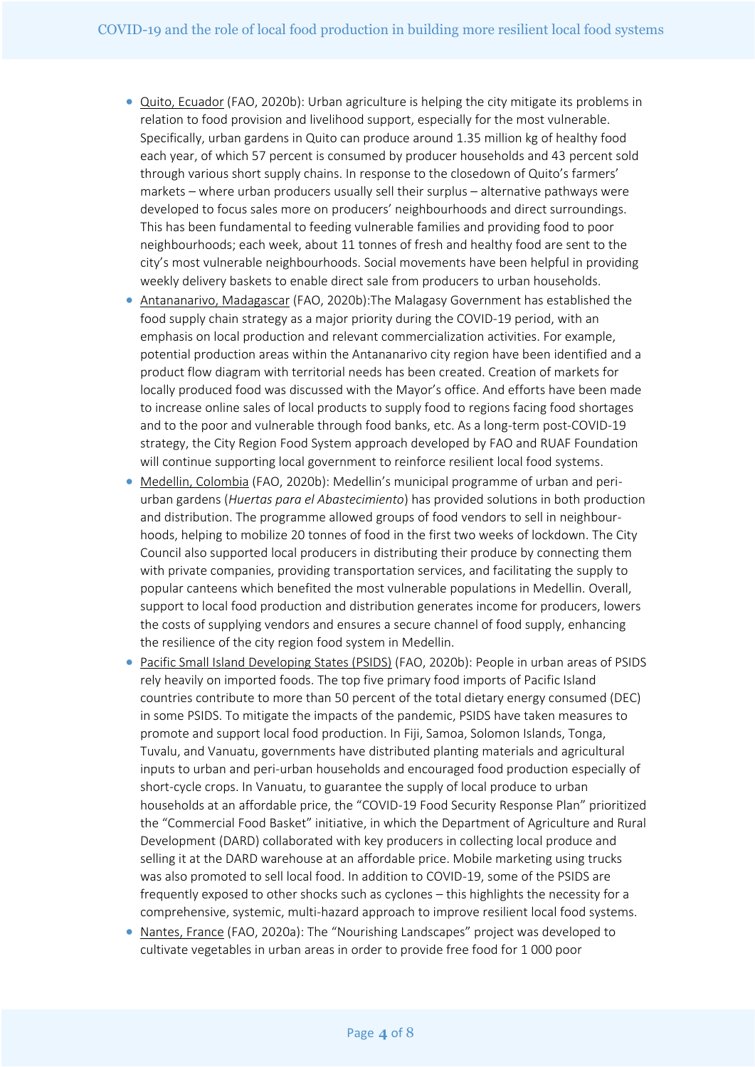- Quito, Ecuador (FAO, 2020b): Urban agriculture is helping the city mitigate its problems in relation to food provision and livelihood support, especially for the most vulnerable. Specifically, urban gardens in Quito can produce around 1.35 million kg of healthy food each year, of which 57 percent is consumed by producer households and 43 percent sold through various short supply chains. In response to the closedown of Quito's farmers' markets – where urban producers usually sell their surplus – alternative pathways were developed to focus sales more on producers' neighbourhoods and direct surroundings. This has been fundamental to feeding vulnerable families and providing food to poor neighbourhoods; each week, about 11 tonnes of fresh and healthy food are sent to the city's most vulnerable neighbourhoods. Social movements have been helpful in providing weekly delivery baskets to enable direct sale from producers to urban households.
- Antananarivo, Madagascar (FAO, 2020b):The Malagasy Government has established the food supply chain strategy as a major priority during the COVID-19 period, with an emphasis on local production and relevant commercialization activities. For example, potential production areas within the Antananarivo city region have been identified and a product flow diagram with territorial needs has been created. Creation of markets for locally produced food was discussed with the Mayor's office. And efforts have been made to increase online sales of local products to supply food to regions facing food shortages and to the poor and vulnerable through food banks, etc. As a long-term post-COVID-19 strategy, the City Region Food System approach developed by FAO and RUAF Foundation will continue supporting local government to reinforce resilient local food systems.
- Medellin, Colombia (FAO, 2020b): Medellin's municipal programme of urban and peri-urban gardens (*Huertas para el Abastecimiento*) has provided solutions in both production and distribution. The programme allowed groups of food vendors to sell in neighbour-hoods, helping to mobilize 20 tonnes of food in the first two weeks of lockdown. The City Council also supported local producers in distributing their produce by connecting them with private companies, providing transportation services, and facilitating the supply to popular canteens which benefited the most vulnerable populations in Medellin. Overall, support to local food production and distribution generates income for producers, lowers the costs of supplying vendors and ensures a secure channel of food supply, enhancing the resilience of the city region food system in Medellin.
- Pacific Small Island Developing States (PSIDS) (FAO, 2020b): People in urban areas of PSIDS rely heavily on imported foods. The top five primary food imports of Pacific Island countries contribute to more than 50 percent of the total dietary energy consumed (DEC) in some PSIDS. To mitigate the impacts of the pandemic, PSIDS have taken measures to promote and support local food production. In Fiji, Samoa, Solomon Islands, Tonga, Tuvalu, and Vanuatu, governments have distributed planting materials and agricultural inputs to urban and peri-urban households and encouraged food production especially of short-cycle crops. In Vanuatu, to guarantee the supply of local produce to urban households at an affordable price, the "COVID-19 Food Security Response Plan" prioritized the "Commercial Food Basket" initiative, in which the Department of Agriculture and Rural Development (DARD) collaborated with key producers in collecting local produce and selling it at the DARD warehouse at an affordable price. Mobile marketing using trucks was also promoted to sell local food. In addition to COVID-19, some of the PSIDS are frequently exposed to other shocks such as cyclones – this highlights the necessity for a comprehensive, systemic, multi-hazard approach to improve resilient local food systems.
- Nantes, France (FAO, 2020a): The "Nourishing Landscapes" project was developed to cultivate vegetables in urban areas in order to provide free food for 1 000 poor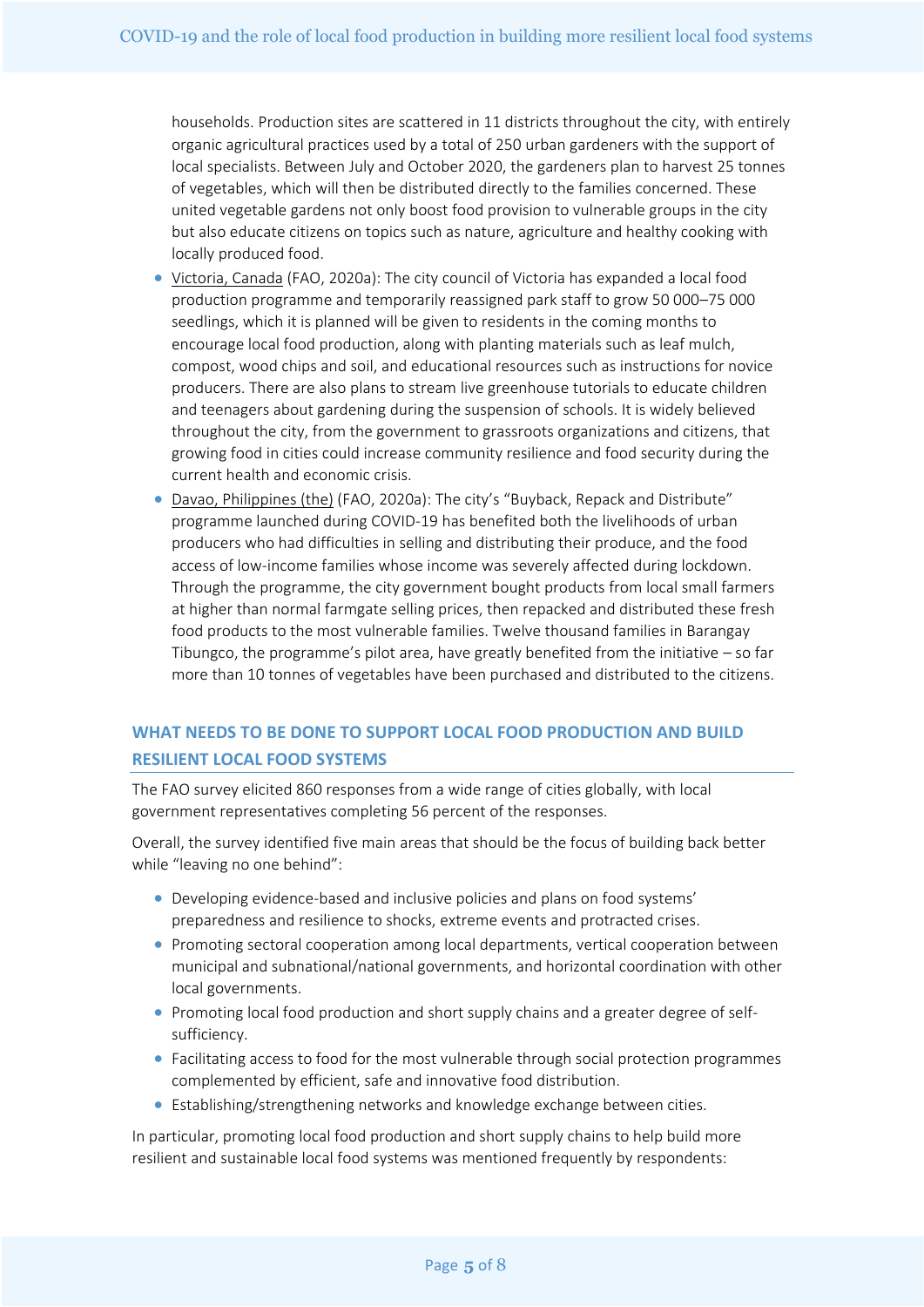households. Production sites are scattered in 11 districts throughout the city, with entirely organic agricultural practices used by a total of 250 urban gardeners with the support of local specialists. Between July and October 2020, the gardeners plan to harvest 25 tonnes of vegetables, which will then be distributed directly to the families concerned. These united vegetable gardens not only boost food provision to vulnerable groups in the city but also educate citizens on topics such as nature, agriculture and healthy cooking with locally produced food.

- Victoria, Canada (FAO, 2020a): The city council of Victoria has expanded a local food production programme and temporarily reassigned park staff to grow 50 000–75 000 seedlings, which it is planned will be given to residents in the coming months to encourage local food production, along with planting materials such as leaf mulch, compost, wood chips and soil, and educational resources such as instructions for novice producers. There are also plans to stream live greenhouse tutorials to educate children and teenagers about gardening during the suspension of schools. It is widely believed throughout the city, from the government to grassroots organizations and citizens, that growing food in cities could increase community resilience and food security during the current health and economic crisis.
- Davao, Philippines (the) (FAO, 2020a): The city's "Buyback, Repack and Distribute" programme launched during COVID-19 has benefited both the livelihoods of urban producers who had difficulties in selling and distributing their produce, and the food access of low-income families whose income was severely affected during lockdown. Through the programme, the city government bought products from local small farmers at higher than normal farmgate selling prices, then repacked and distributed these fresh food products to the most vulnerable families. Twelve thousand families in Barangay Tibungco, the programme's pilot area, have greatly benefited from the initiative – so far more than 10 tonnes of vegetables have been purchased and distributed to the citizens.

## WHAT NEEDS TO BE DONE TO SUPPORT LOCAL FOOD PRODUCTION AND BUILD RESILIENT LOCAL FOOD SYSTEMS

The FAO survey elicited 860 responses from a wide range of cities globally, with local government representatives completing 56 percent of the responses.

Overall, the survey identified five main areas that should be the focus of building back better while "leaving no one behind":

- Developing evidence-based and inclusive policies and plans on food systems' preparedness and resilience to shocks, extreme events and protracted crises.
- Promoting sectoral cooperation among local departments, vertical cooperation between municipal and subnational/national governments, and horizontal coordination with other local governments.
- Promoting local food production and short supply chains and a greater degree of self-sufficiency.
- Facilitating access to food for the most vulnerable through social protection programmes complemented by efficient, safe and innovative food distribution.
- Establishing/strengthening networks and knowledge exchange between cities.

In particular, promoting local food production and short supply chains to help build more resilient and sustainable local food systems was mentioned frequently by respondents: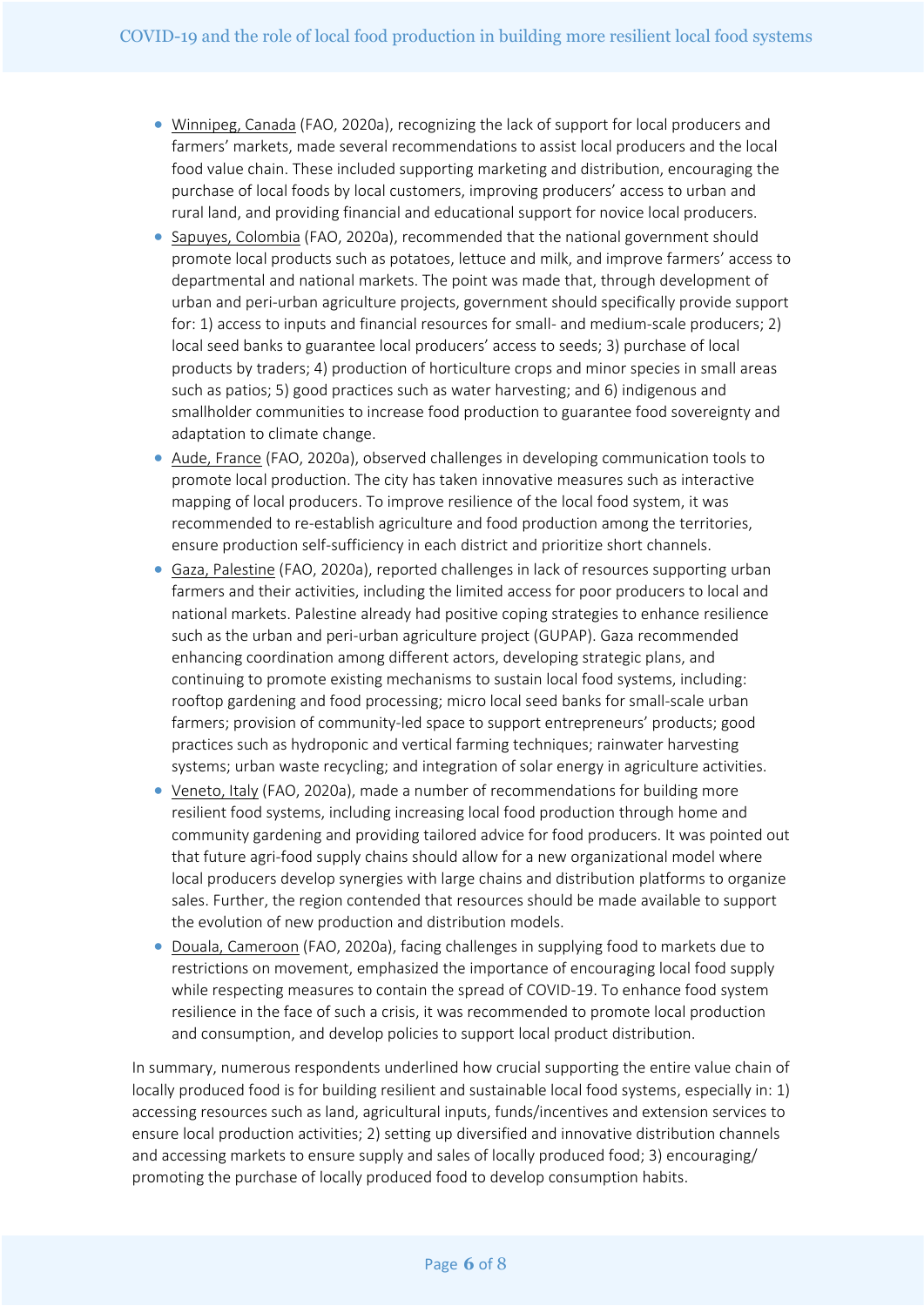- Winnipeg, Canada (FAO, 2020a), recognizing the lack of support for local producers and farmers' markets, made several recommendations to assist local producers and the local food value chain. These included supporting marketing and distribution, encouraging the purchase of local foods by local customers, improving producers' access to urban and rural land, and providing financial and educational support for novice local producers.
- Sapuyes, Colombia (FAO, 2020a), recommended that the national government should promote local products such as potatoes, lettuce and milk, and improve farmers' access to departmental and national markets. The point was made that, through development of urban and peri-urban agriculture projects, government should specifically provide support for: 1) access to inputs and financial resources for small- and medium-scale producers; 2) local seed banks to guarantee local producers' access to seeds; 3) purchase of local products by traders; 4) production of horticulture crops and minor species in small areas such as patios; 5) good practices such as water harvesting; and 6) indigenous and smallholder communities to increase food production to guarantee food sovereignty and adaptation to climate change.
- Aude, France (FAO, 2020a), observed challenges in developing communication tools to promote local production. The city has taken innovative measures such as interactive mapping of local producers. To improve resilience of the local food system, it was recommended to re-establish agriculture and food production among the territories, ensure production self-sufficiency in each district and prioritize short channels.
- Gaza, Palestine (FAO, 2020a), reported challenges in lack of resources supporting urban farmers and their activities, including the limited access for poor producers to local and national markets. Palestine already had positive coping strategies to enhance resilience such as the urban and peri-urban agriculture project (GUPAP). Gaza recommended enhancing coordination among different actors, developing strategic plans, and continuing to promote existing mechanisms to sustain local food systems, including: rooftop gardening and food processing; micro local seed banks for small-scale urban farmers; provision of community-led space to support entrepreneurs' products; good practices such as hydroponic and vertical farming techniques; rainwater harvesting systems; urban waste recycling; and integration of solar energy in agriculture activities.
- Veneto, Italy (FAO, 2020a), made a number of recommendations for building more resilient food systems, including increasing local food production through home and community gardening and providing tailored advice for food producers. It was pointed out that future agri-food supply chains should allow for a new organizational model where local producers develop synergies with large chains and distribution platforms to organize sales. Further, the region contended that resources should be made available to support the evolution of new production and distribution models.
- Douala, Cameroon (FAO, 2020a), facing challenges in supplying food to markets due to restrictions on movement, emphasized the importance of encouraging local food supply while respecting measures to contain the spread of COVID-19. To enhance food system resilience in the face of such a crisis, it was recommended to promote local production and consumption, and develop policies to support local product distribution.

In summary, numerous respondents underlined how crucial supporting the entire value chain of locally produced food is for building resilient and sustainable local food systems, especially in: 1) accessing resources such as land, agricultural inputs, funds/incentives and extension services to ensure local production activities; 2) setting up diversified and innovative distribution channels and accessing markets to ensure supply and sales of locally produced food; 3) encouraging/promoting the purchase of locally produced food to develop consumption habits.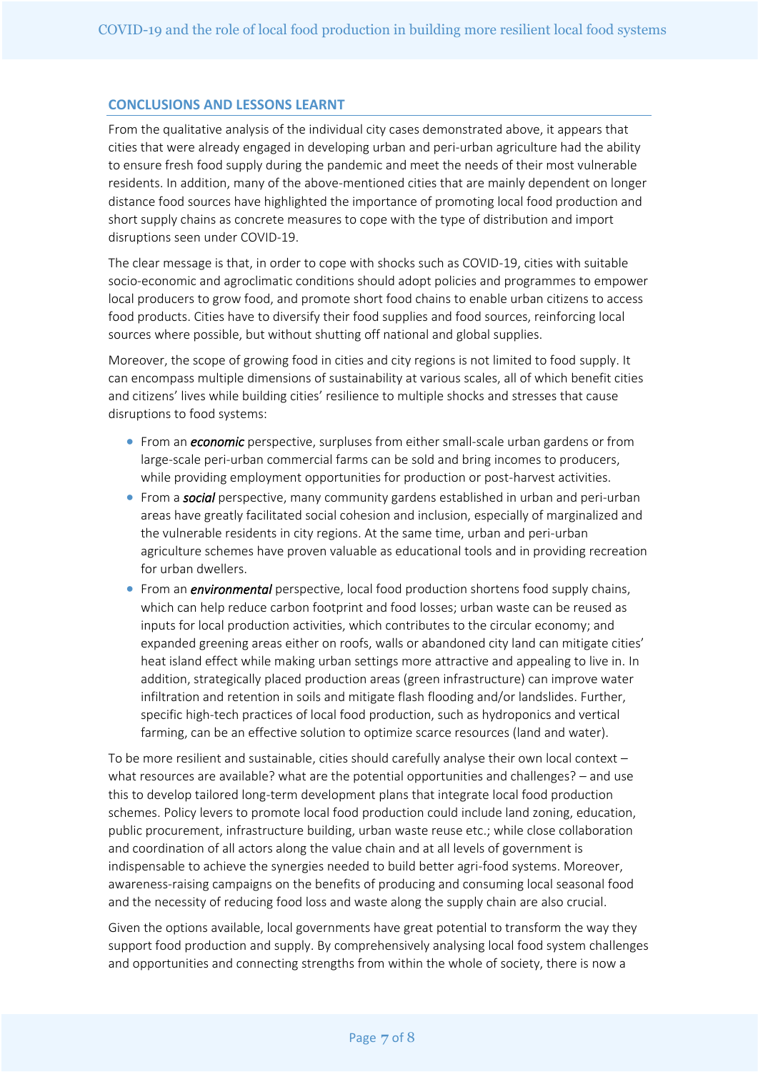## CONCLUSIONS AND LESSONS LEARNT

From the qualitative analysis of the individual city cases demonstrated above, it appears that cities that were already engaged in developing urban and peri-urban agriculture had the ability to ensure fresh food supply during the pandemic and meet the needs of their most vulnerable residents. In addition, many of the above-mentioned cities that are mainly dependent on longer distance food sources have highlighted the importance of promoting local food production and short supply chains as concrete measures to cope with the type of distribution and import disruptions seen under COVID-19.

The clear message is that, in order to cope with shocks such as COVID-19, cities with suitable socio-economic and agroclimatic conditions should adopt policies and programmes to empower local producers to grow food, and promote short food chains to enable urban citizens to access food products. Cities have to diversify their food supplies and food sources, reinforcing local sources where possible, but without shutting off national and global supplies.

Moreover, the scope of growing food in cities and city regions is not limited to food supply. It can encompass multiple dimensions of sustainability at various scales, all of which benefit cities and citizens' lives while building cities' resilience to multiple shocks and stresses that cause disruptions to food systems:

- From an ***economic*** perspective, surpluses from either small-scale urban gardens or from large-scale peri-urban commercial farms can be sold and bring incomes to producers, while providing employment opportunities for production or post-harvest activities.
- From a ***social*** perspective, many community gardens established in urban and peri-urban areas have greatly facilitated social cohesion and inclusion, especially of marginalized and the vulnerable residents in city regions. At the same time, urban and peri-urban agriculture schemes have proven valuable as educational tools and in providing recreation for urban dwellers.
- From an ***environmental*** perspective, local food production shortens food supply chains, which can help reduce carbon footprint and food losses; urban waste can be reused as inputs for local production activities, which contributes to the circular economy; and expanded greening areas either on roofs, walls or abandoned city land can mitigate cities' heat island effect while making urban settings more attractive and appealing to live in. In addition, strategically placed production areas (green infrastructure) can improve water infiltration and retention in soils and mitigate flash flooding and/or landslides. Further, specific high-tech practices of local food production, such as hydroponics and vertical farming, can be an effective solution to optimize scarce resources (land and water).

To be more resilient and sustainable, cities should carefully analyse their own local context – what resources are available? what are the potential opportunities and challenges? – and use this to develop tailored long-term development plans that integrate local food production schemes. Policy levers to promote local food production could include land zoning, education, public procurement, infrastructure building, urban waste reuse etc.; while close collaboration and coordination of all actors along the value chain and at all levels of government is indispensable to achieve the synergies needed to build better agri-food systems. Moreover, awareness-raising campaigns on the benefits of producing and consuming local seasonal food and the necessity of reducing food loss and waste along the supply chain are also crucial.

Given the options available, local governments have great potential to transform the way they support food production and supply. By comprehensively analysing local food system challenges and opportunities and connecting strengths from within the whole of society, there is now a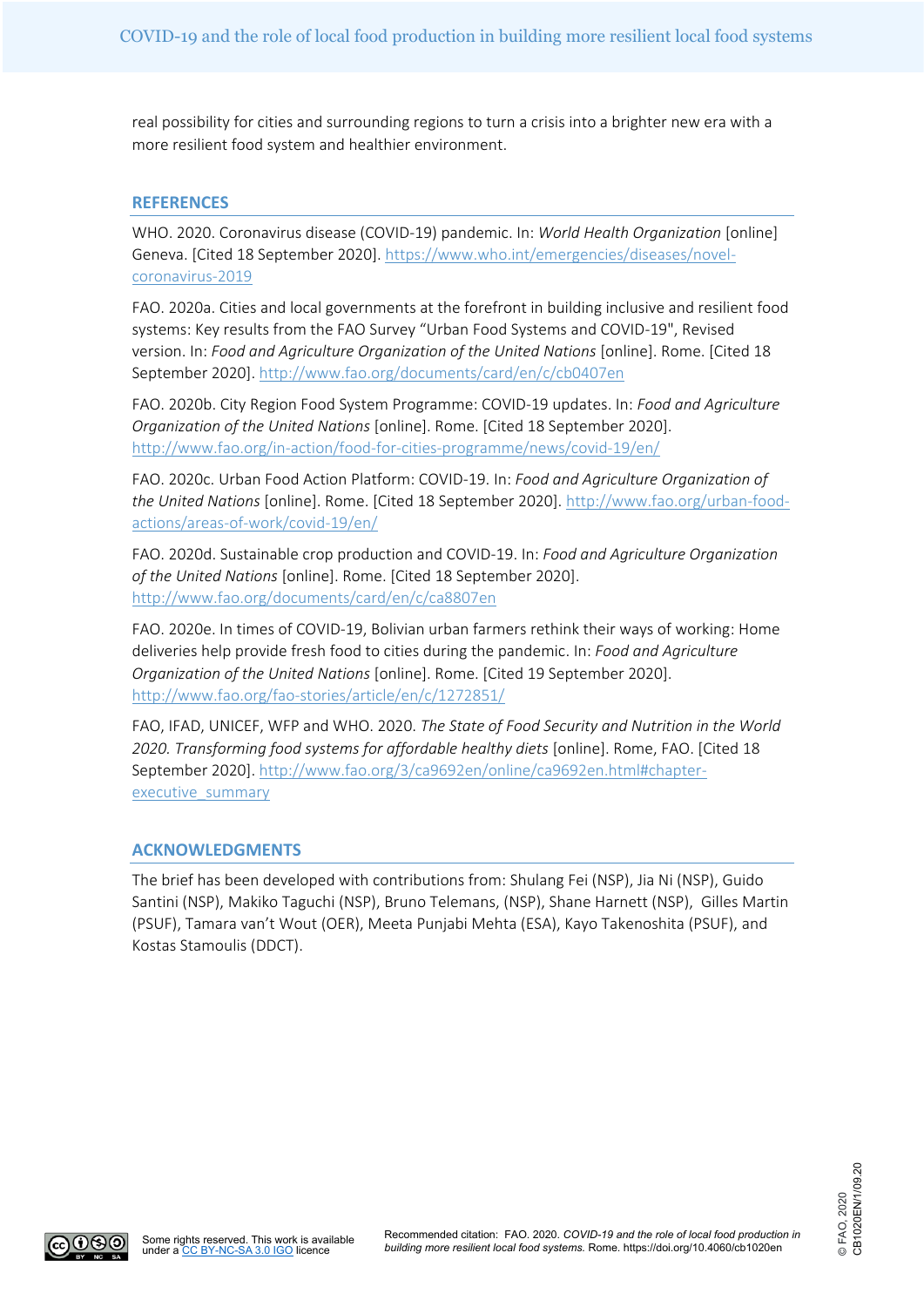real possibility for cities and surrounding regions to turn a crisis into a brighter new era with a more resilient food system and healthier environment.

## REFERENCES

WHO. 2020. Coronavirus disease (COVID-19) pandemic. In: *World Health Organization* [online] Geneva. [Cited 18 September 2020]. https://www.who.int/emergencies/diseases/novel-coronavirus-2019

FAO. 2020a. Cities and local governments at the forefront in building inclusive and resilient food systems: Key results from the FAO Survey “Urban Food Systems and COVID-19", Revised version. In: *Food and Agriculture Organization of the United Nations* [online]. Rome. [Cited 18 September 2020]. http://www.fao.org/documents/card/en/c/cb0407en

FAO. 2020b. City Region Food System Programme: COVID-19 updates. In: *Food and Agriculture Organization of the United Nations* [online]. Rome. [Cited 18 September 2020]. http://www.fao.org/in-action/food-for-cities-programme/news/covid-19/en/

FAO. 2020c. Urban Food Action Platform: COVID-19. In: *Food and Agriculture Organization of the United Nations* [online]. Rome. [Cited 18 September 2020]. http://www.fao.org/urban-food-actions/areas-of-work/covid-19/en/

FAO. 2020d. Sustainable crop production and COVID-19. In: *Food and Agriculture Organization of the United Nations* [online]. Rome. [Cited 18 September 2020]. http://www.fao.org/documents/card/en/c/ca8807en

FAO. 2020e. In times of COVID-19, Bolivian urban farmers rethink their ways of working: Home deliveries help provide fresh food to cities during the pandemic. In: *Food and Agriculture Organization of the United Nations* [online]. Rome. [Cited 19 September 2020]. http://www.fao.org/fao-stories/article/en/c/1272851/

FAO, IFAD, UNICEF, WFP and WHO. 2020. *The State of Food Security and Nutrition in the World 2020. Transforming food systems for affordable healthy diets* [online]. Rome, FAO. [Cited 18 September 2020]. http://www.fao.org/3/ca9692en/online/ca9692en.html#chapter-executive_summary

## ACKNOWLEDGMENTS

The brief has been developed with contributions from: Shulang Fei (NSP), Jia Ni (NSP), Guido Santini (NSP), Makiko Taguchi (NSP), Bruno Telemans, (NSP), Shane Harnett (NSP), Gilles Martin (PSUF), Tamara van’t Wout (OER), Meeta Punjabi Mehta (ESA), Kayo Takenoshita (PSUF), and Kostas Stamoulis (DDCT).

Some rights reserved. This work is available under a CC BY-NC-SA 3.0 IGO licence

Recommended citation: FAO. 2020. *COVID-19 and the role of local food production in building more resilient local food systems.* Rome. https://doi.org/10.4060/cb1020en

© FAO, 2020
CB1020EN/1/09.20